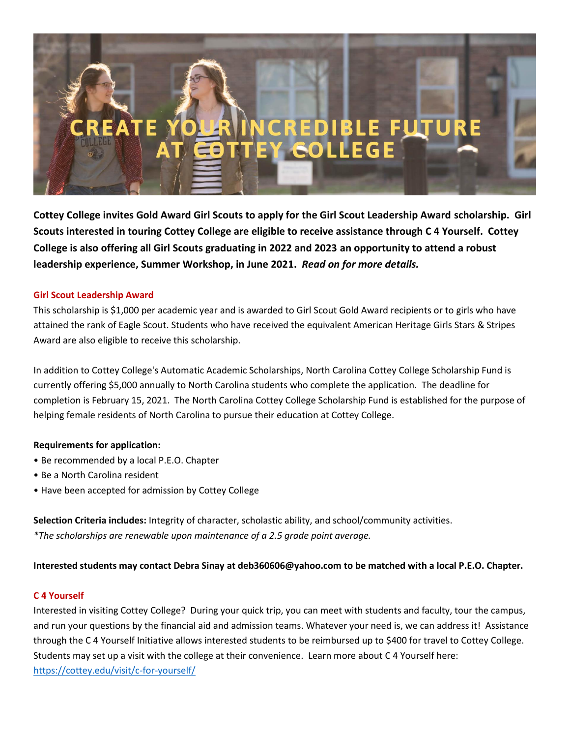# CREATE YOUR INCREDIBLE FUTURE AT COTTEY COLLEGE

**Cottey College invites Gold Award Girl Scouts to apply for the Girl Scout Leadership Award scholarship. Girl Scouts interested in touring Cottey College are eligible to receive assistance through C 4 Yourself. Cottey College is also offering all Girl Scouts graduating in 2022 and 2023 an opportunity to attend a robust leadership experience, Summer Workshop, in June 2021.** ***Read on for more details.***

### Girl Scout Leadership Award

This scholarship is $1,000 per academic year and is awarded to Girl Scout Gold Award recipients or to girls who have attained the rank of Eagle Scout. Students who have received the equivalent American Heritage Girls Stars & Stripes Award are also eligible to receive this scholarship.

In addition to Cottey College's Automatic Academic Scholarships, North Carolina Cottey College Scholarship Fund is currently offering $5,000 annually to North Carolina students who complete the application. The deadline for completion is February 15, 2021. The North Carolina Cottey College Scholarship Fund is established for the purpose of helping female residents of North Carolina to pursue their education at Cottey College.

**Requirements for application:**

- Be recommended by a local P.E.O. Chapter
- Be a North Carolina resident
- Have been accepted for admission by Cottey College

**Selection Criteria includes:** Integrity of character, scholastic ability, and school/community activities.
*\*The scholarships are renewable upon maintenance of a 2.5 grade point average.*

**Interested students may contact Debra Sinay at deb360606@yahoo.com to be matched with a local P.E.O. Chapter.**

### C 4 Yourself

Interested in visiting Cottey College? During your quick trip, you can meet with students and faculty, tour the campus, and run your questions by the financial aid and admission teams. Whatever your need is, we can address it! Assistance through the C 4 Yourself Initiative allows interested students to be reimbursed up to $400 for travel to Cottey College. Students may set up a visit with the college at their convenience. Learn more about C 4 Yourself here: [https://cottey.edu/visit/c-for-yourself/](https://cottey.edu/visit/c-for-yourself/)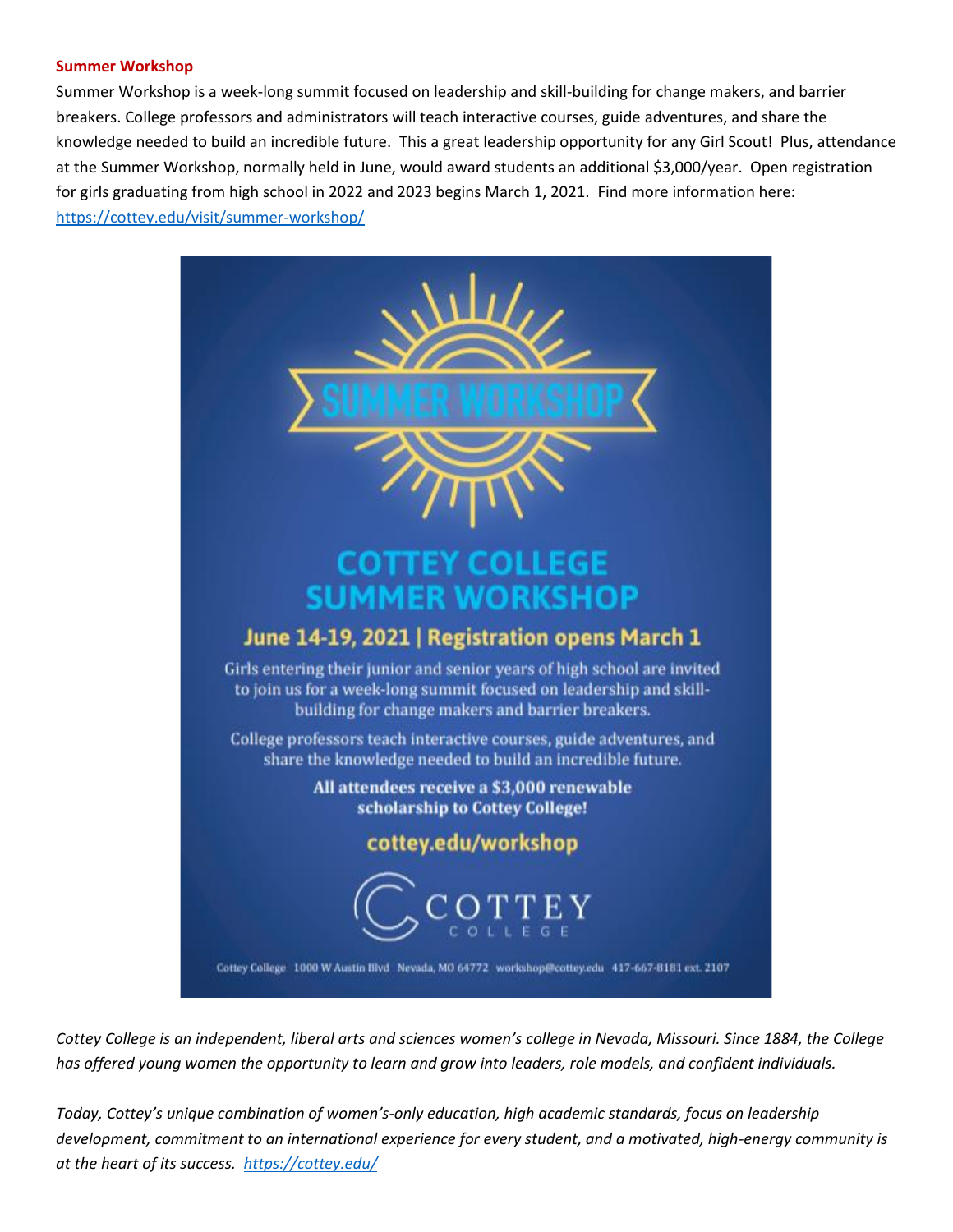**Summer Workshop**

Summer Workshop is a week-long summit focused on leadership and skill-building for change makers, and barrier breakers. College professors and administrators will teach interactive courses, guide adventures, and share the knowledge needed to build an incredible future. This a great leadership opportunity for any Girl Scout! Plus, attendance at the Summer Workshop, normally held in June, would award students an additional $3,000/year. Open registration for girls graduating from high school in 2022 and 2023 begins March 1, 2021. Find more information here: https://cottey.edu/visit/summer-workshop/

SUMMER WORKSHOP

COTTEY COLLEGE SUMMER WORKSHOP

June 14-19, 2021 | Registration opens March 1

Girls entering their junior and senior years of high school are invited to join us for a week-long summit focused on leadership and skill-building for change makers and barrier breakers.

College professors teach interactive courses, guide adventures, and share the knowledge needed to build an incredible future.

**All attendees receive a $3,000 renewable scholarship to Cottey College!**

cottey.edu/workshop

COTTEY COLLEGE

Cottey College 1000 W Austin Blvd Nevada, MO 64772 workshop@cottey.edu 417-667-8181 ext. 2107

*Cottey College is an independent, liberal arts and sciences women's college in Nevada, Missouri. Since 1884, the College has offered young women the opportunity to learn and grow into leaders, role models, and confident individuals.*

*Today, Cottey's unique combination of women's-only education, high academic standards, focus on leadership development, commitment to an international experience for every student, and a motivated, high-energy community is at the heart of its success.* https://cottey.edu/